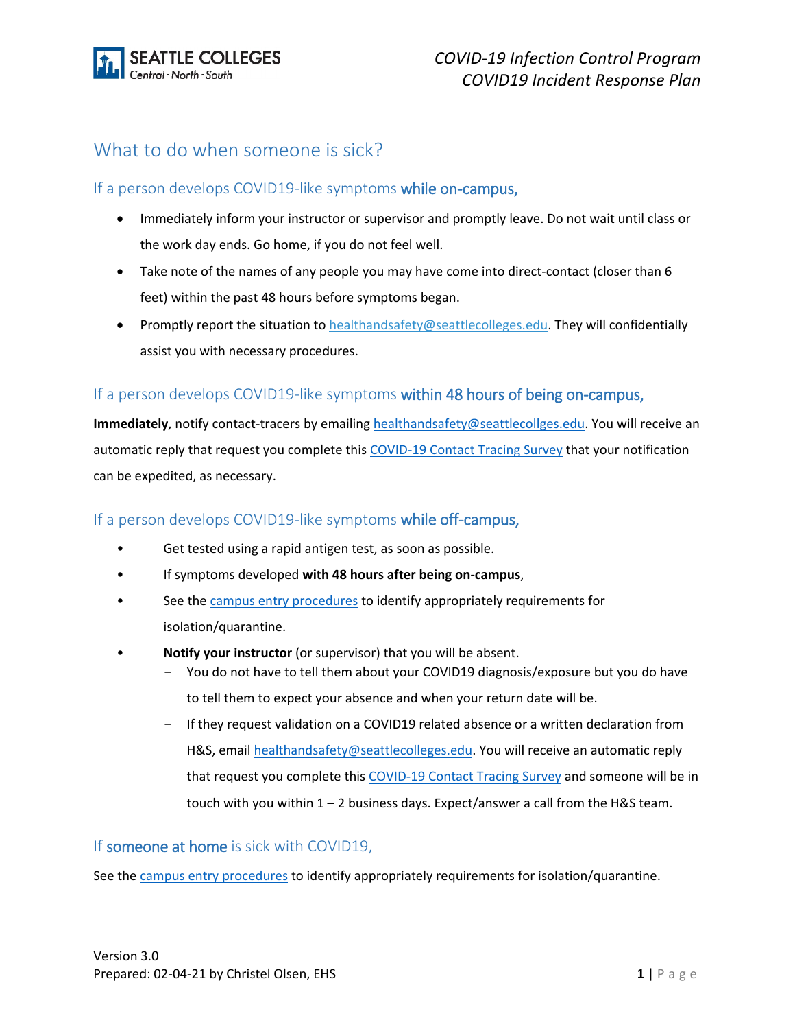# What to do when someone is sick?

## If a person develops COVID19-like symptoms **while on-campus,**

- Immediately inform your instructor or supervisor and promptly leave. Do not wait until class or the work day ends. Go home, if you do not feel well.
- Take note of the names of any people you may have come into direct-contact (closer than 6 feet) within the past 48 hours before symptoms began.
- Promptly report the situation to healthandsafety@seattlecolleges.edu. They will confidentially assist you with necessary procedures.

## If a person develops COVID19-like symptoms **within 48 hours of being on-campus,**

**Immediately**, notify contact-tracers by emailing healthandsafety@seattlecollges.edu. You will receive an automatic reply that request you complete this COVID-19 Contact Tracing Survey that your notification can be expedited, as necessary.

## If a person develops COVID19-like symptoms **while off-campus,**

- Get tested using a rapid antigen test, as soon as possible.
- If symptoms developed **with 48 hours after being on-campus**,
- See the campus entry procedures to identify appropriately requirements for isolation/quarantine.
- **Notify your instructor** (or supervisor) that you will be absent.
  - You do not have to tell them about your COVID19 diagnosis/exposure but you do have to tell them to expect your absence and when your return date will be.
  - If they request validation on a COVID19 related absence or a written declaration from H&S, email healthandsafety@seattlecolleges.edu. You will receive an automatic reply that request you complete this COVID-19 Contact Tracing Survey and someone will be in touch with you within 1 – 2 business days. Expect/answer a call from the H&S team.

## If **someone at home** is sick with COVID19,

See the campus entry procedures to identify appropriately requirements for isolation/quarantine.

Version 3.0
Prepared: 02-04-21 by Christel Olsen, EHS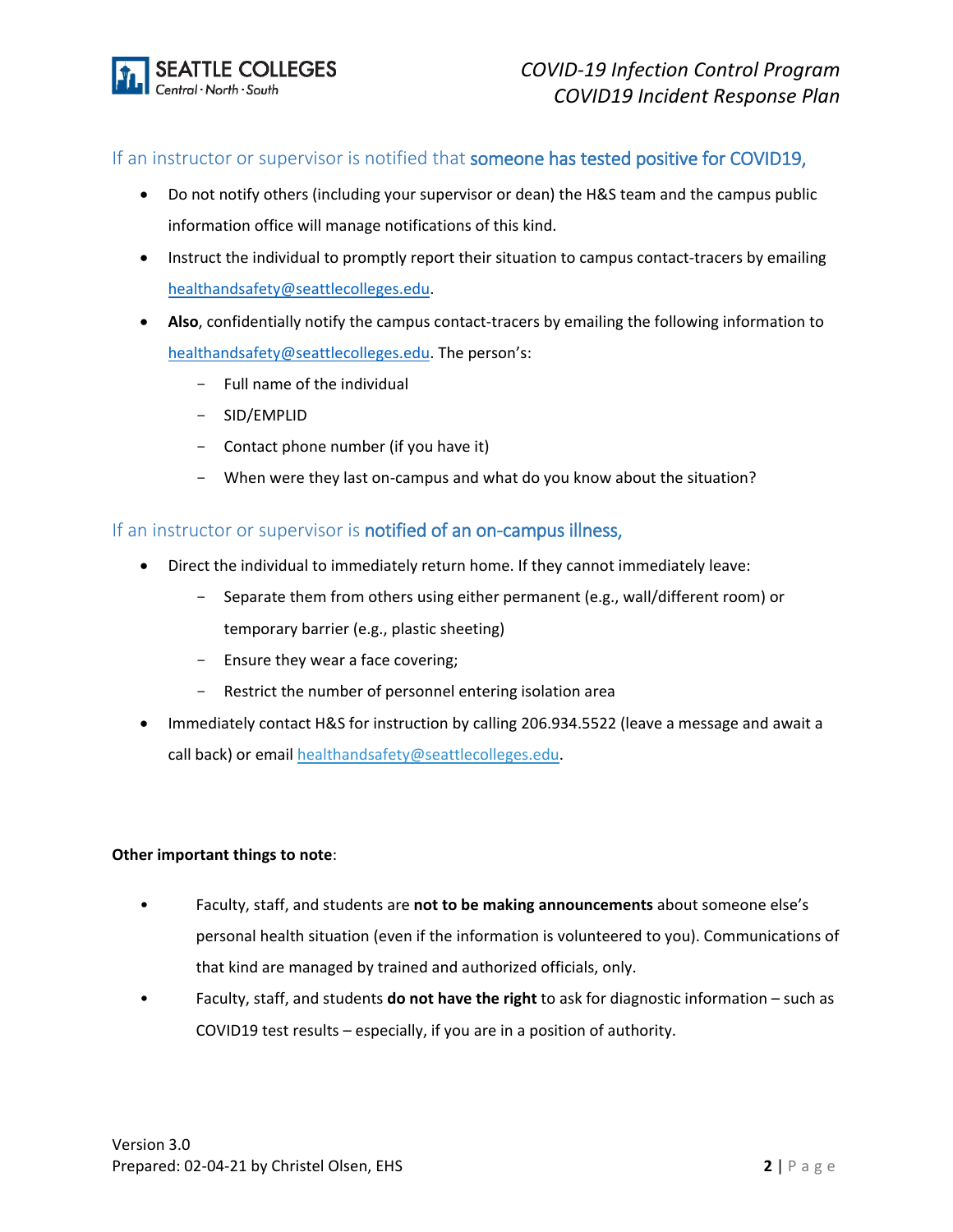## If an instructor or supervisor is notified that **someone has tested positive for COVID19,**

- Do not notify others (including your supervisor or dean) the H&S team and the campus public information office will manage notifications of this kind.
- Instruct the individual to promptly report their situation to campus contact-tracers by emailing healthandsafety@seattlecolleges.edu.
- **Also**, confidentially notify the campus contact-tracers by emailing the following information to healthandsafety@seattlecolleges.edu. The person's:
  - Full name of the individual
  - SID/EMPLID
  - Contact phone number (if you have it)
  - When were they last on-campus and what do you know about the situation?

## If an instructor or supervisor is **notified of an on-campus illness,**

- Direct the individual to immediately return home. If they cannot immediately leave:
  - Separate them from others using either permanent (e.g., wall/different room) or temporary barrier (e.g., plastic sheeting)
  - Ensure they wear a face covering;
  - Restrict the number of personnel entering isolation area
- Immediately contact H&S for instruction by calling 206.934.5522 (leave a message and await a call back) or email healthandsafety@seattlecolleges.edu.

**Other important things to note**:

- Faculty, staff, and students are **not to be making announcements** about someone else's personal health situation (even if the information is volunteered to you). Communications of that kind are managed by trained and authorized officials, only.
- Faculty, staff, and students **do not have the right** to ask for diagnostic information – such as COVID19 test results – especially, if you are in a position of authority.

Version 3.0
Prepared: 02-04-21 by Christel Olsen, EHS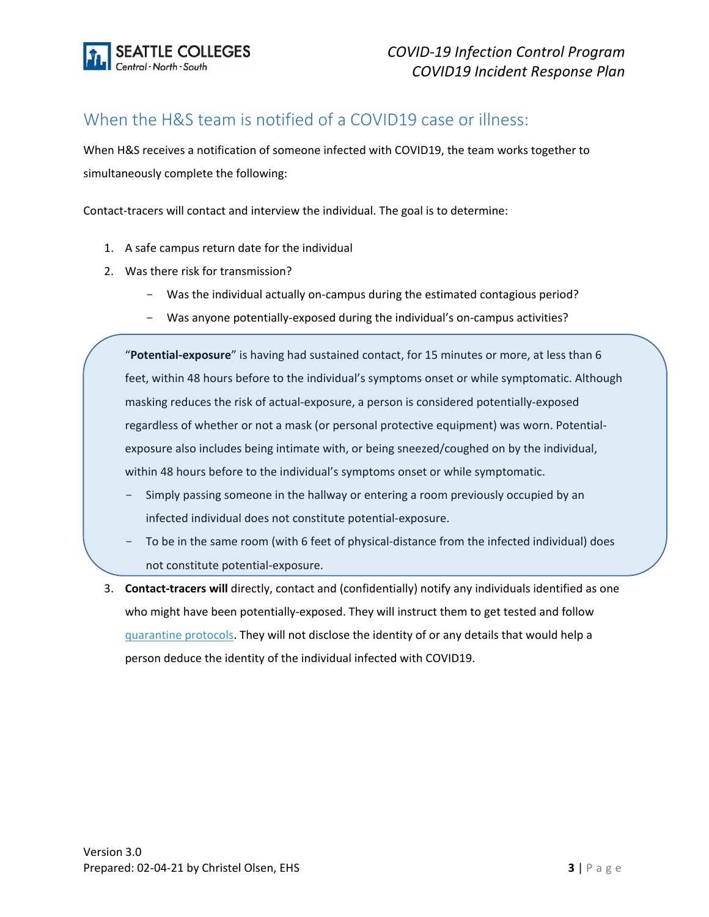## When the H&S team is notified of a COVID19 case or illness:

When H&S receives a notification of someone infected with COVID19, the team works together to simultaneously complete the following:

Contact-tracers will contact and interview the individual. The goal is to determine:

1. A safe campus return date for the individual
2. Was there risk for transmission?
   - Was the individual actually on-campus during the estimated contagious period?
   - Was anyone potentially-exposed during the individual's on-campus activities?

> "**Potential-exposure**" is having had sustained contact, for 15 minutes or more, at less than 6 feet, within 48 hours before to the individual's symptoms onset or while symptomatic. Although masking reduces the risk of actual-exposure, a person is considered potentially-exposed regardless of whether or not a mask (or personal protective equipment) was worn. Potential-exposure also includes being intimate with, or being sneezed/coughed on by the individual, within 48 hours before to the individual's symptoms onset or while symptomatic.
>
> - Simply passing someone in the hallway or entering a room previously occupied by an infected individual does not constitute potential-exposure.
> - To be in the same room (with 6 feet of physical-distance from the infected individual) does not constitute potential-exposure.

3. **Contact-tracers will** directly, contact and (confidentially) notify any individuals identified as one who might have been potentially-exposed. They will instruct them to get tested and follow quarantine protocols. They will not disclose the identity of or any details that would help a person deduce the identity of the individual infected with COVID19.

Version 3.0
Prepared: 02-04-21 by Christel Olsen, EHS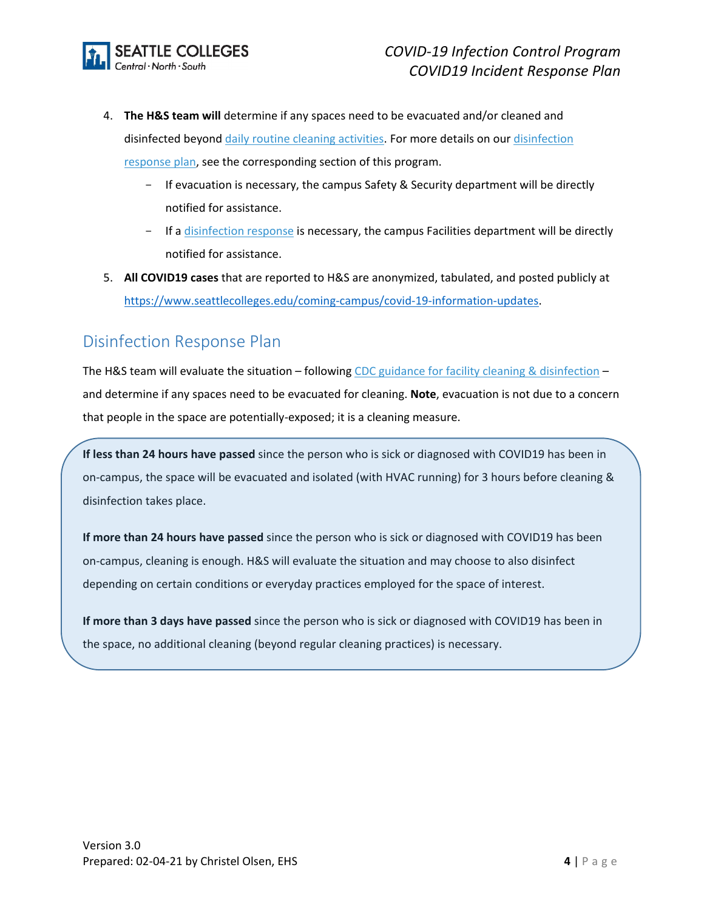4. **The H&S team will** determine if any spaces need to be evacuated and/or cleaned and disinfected beyond daily routine cleaning activities. For more details on our disinfection response plan, see the corresponding section of this program.
   - If evacuation is necessary, the campus Safety & Security department will be directly notified for assistance.
   - If a disinfection response is necessary, the campus Facilities department will be directly notified for assistance.
5. **All COVID19 cases** that are reported to H&S are anonymized, tabulated, and posted publicly at https://www.seattlecolleges.edu/coming-campus/covid-19-information-updates.

## Disinfection Response Plan

The H&S team will evaluate the situation – following CDC guidance for facility cleaning & disinfection – and determine if any spaces need to be evacuated for cleaning. **Note**, evacuation is not due to a concern that people in the space are potentially-exposed; it is a cleaning measure.

**If less than 24 hours have passed** since the person who is sick or diagnosed with COVID19 has been in on-campus, the space will be evacuated and isolated (with HVAC running) for 3 hours before cleaning & disinfection takes place.

**If more than 24 hours have passed** since the person who is sick or diagnosed with COVID19 has been on-campus, cleaning is enough. H&S will evaluate the situation and may choose to also disinfect depending on certain conditions or everyday practices employed for the space of interest.

**If more than 3 days have passed** since the person who is sick or diagnosed with COVID19 has been in the space, no additional cleaning (beyond regular cleaning practices) is necessary.

Version 3.0
Prepared: 02-04-21 by Christel Olsen, EHS